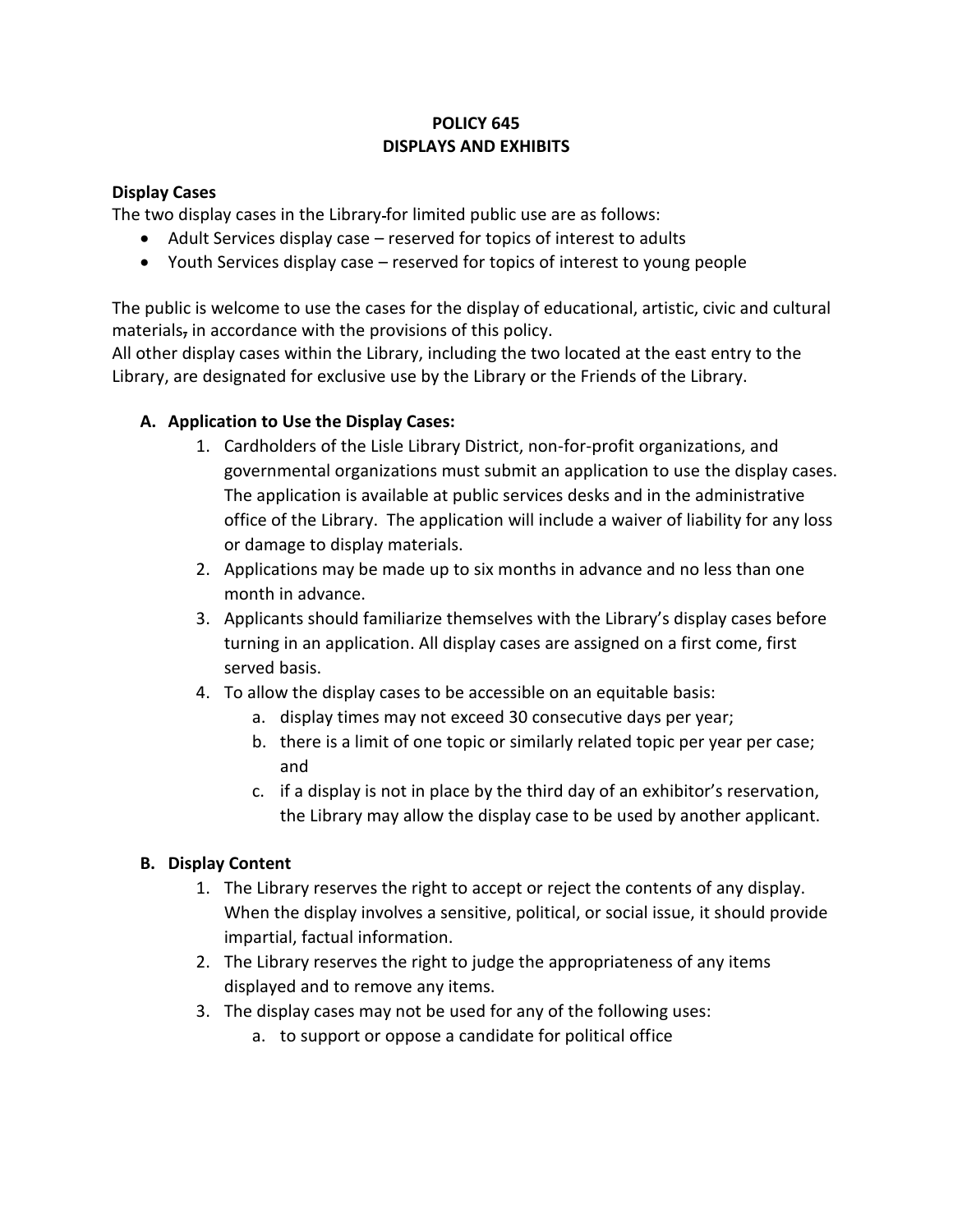# POLICY 645
# DISPLAYS AND EXHIBITS

**Display Cases**

The two display cases in the Library for limited public use are as follows:

- Adult Services display case – reserved for topics of interest to adults
- Youth Services display case – reserved for topics of interest to young people

The public is welcome to use the cases for the display of educational, artistic, civic and cultural materials, in accordance with the provisions of this policy.

All other display cases within the Library, including the two located at the east entry to the Library, are designated for exclusive use by the Library or the Friends of the Library.

**A. Application to Use the Display Cases:**

1. Cardholders of the Lisle Library District, non-for-profit organizations, and governmental organizations must submit an application to use the display cases. The application is available at public services desks and in the administrative office of the Library. The application will include a waiver of liability for any loss or damage to display materials.
2. Applications may be made up to six months in advance and no less than one month in advance.
3. Applicants should familiarize themselves with the Library's display cases before turning in an application. All display cases are assigned on a first come, first served basis.
4. To allow the display cases to be accessible on an equitable basis:
    a. display times may not exceed 30 consecutive days per year;
    b. there is a limit of one topic or similarly related topic per year per case; and
    c. if a display is not in place by the third day of an exhibitor's reservation, the Library may allow the display case to be used by another applicant.

**B. Display Content**

1. The Library reserves the right to accept or reject the contents of any display. When the display involves a sensitive, political, or social issue, it should provide impartial, factual information.
2. The Library reserves the right to judge the appropriateness of any items displayed and to remove any items.
3. The display cases may not be used for any of the following uses:
    a. to support or oppose a candidate for political office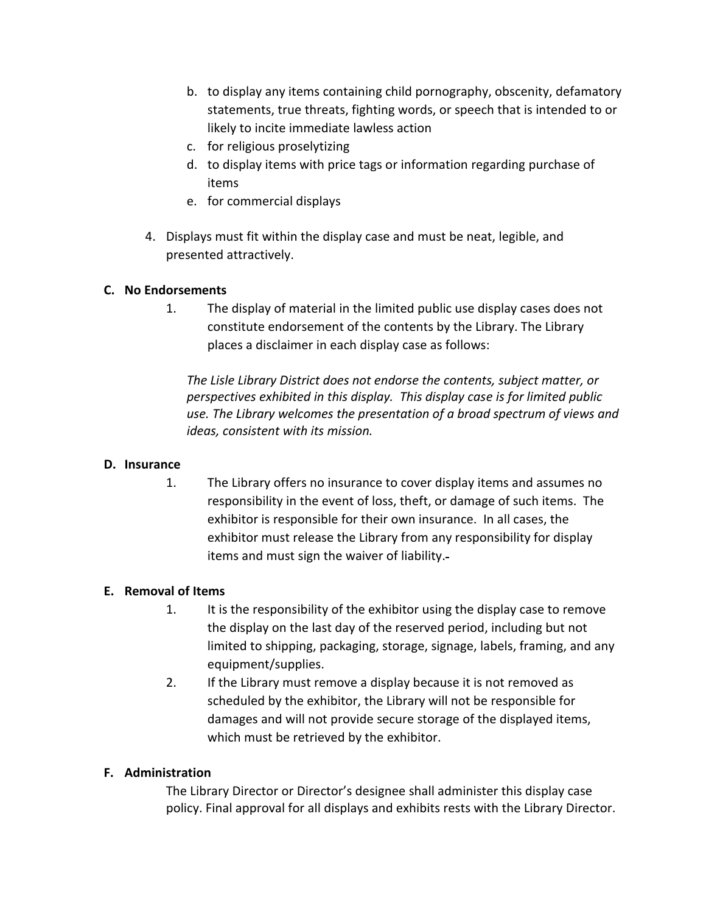b. to display any items containing child pornography, obscenity, defamatory statements, true threats, fighting words, or speech that is intended to or likely to incite immediate lawless action
   c. for religious proselytizing
   d. to display items with price tags or information regarding purchase of items
   e. for commercial displays

4. Displays must fit within the display case and must be neat, legible, and presented attractively.

**C. No Endorsements**

1. The display of material in the limited public use display cases does not constitute endorsement of the contents by the Library. The Library places a disclaimer in each display case as follows:

   *The Lisle Library District does not endorse the contents, subject matter, or perspectives exhibited in this display. This display case is for limited public use. The Library welcomes the presentation of a broad spectrum of views and ideas, consistent with its mission.*

**D. Insurance**

1. The Library offers no insurance to cover display items and assumes no responsibility in the event of loss, theft, or damage of such items. The exhibitor is responsible for their own insurance. In all cases, the exhibitor must release the Library from any responsibility for display items and must sign the waiver of liability.

**E. Removal of Items**

1. It is the responsibility of the exhibitor using the display case to remove the display on the last day of the reserved period, including but not limited to shipping, packaging, storage, signage, labels, framing, and any equipment/supplies.
2. If the Library must remove a display because it is not removed as scheduled by the exhibitor, the Library will not be responsible for damages and will not provide secure storage of the displayed items, which must be retrieved by the exhibitor.

**F. Administration**

The Library Director or Director's designee shall administer this display case policy. Final approval for all displays and exhibits rests with the Library Director.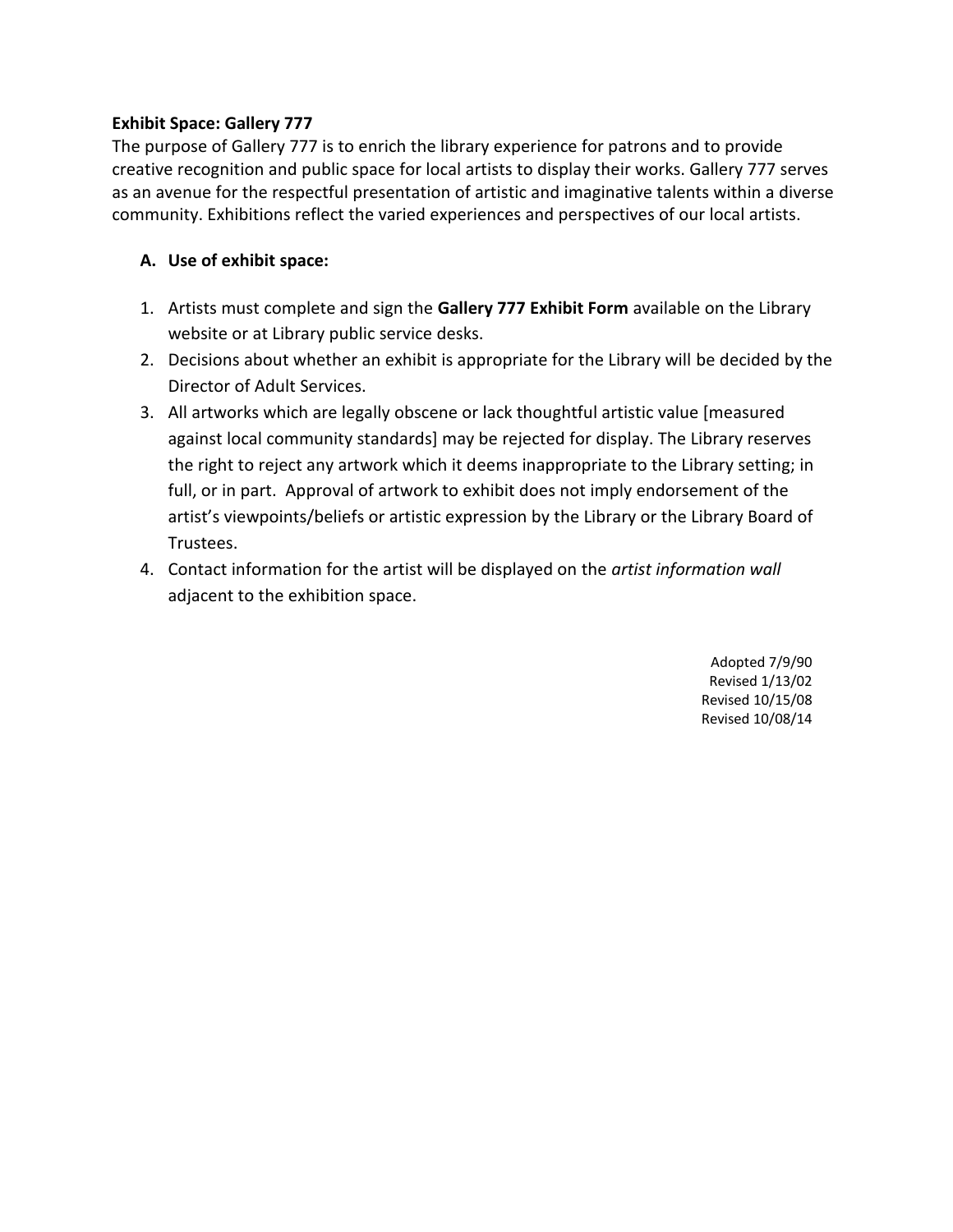**Exhibit Space: Gallery 777**

The purpose of Gallery 777 is to enrich the library experience for patrons and to provide creative recognition and public space for local artists to display their works. Gallery 777 serves as an avenue for the respectful presentation of artistic and imaginative talents within a diverse community. Exhibitions reflect the varied experiences and perspectives of our local artists.

**A. Use of exhibit space:**

1. Artists must complete and sign the **Gallery 777 Exhibit Form** available on the Library website or at Library public service desks.
2. Decisions about whether an exhibit is appropriate for the Library will be decided by the Director of Adult Services.
3. All artworks which are legally obscene or lack thoughtful artistic value [measured against local community standards] may be rejected for display. The Library reserves the right to reject any artwork which it deems inappropriate to the Library setting; in full, or in part. Approval of artwork to exhibit does not imply endorsement of the artist's viewpoints/beliefs or artistic expression by the Library or the Library Board of Trustees.
4. Contact information for the artist will be displayed on the *artist information wall* adjacent to the exhibition space.

Adopted 7/9/90
Revised 1/13/02
Revised 10/15/08
Revised 10/08/14